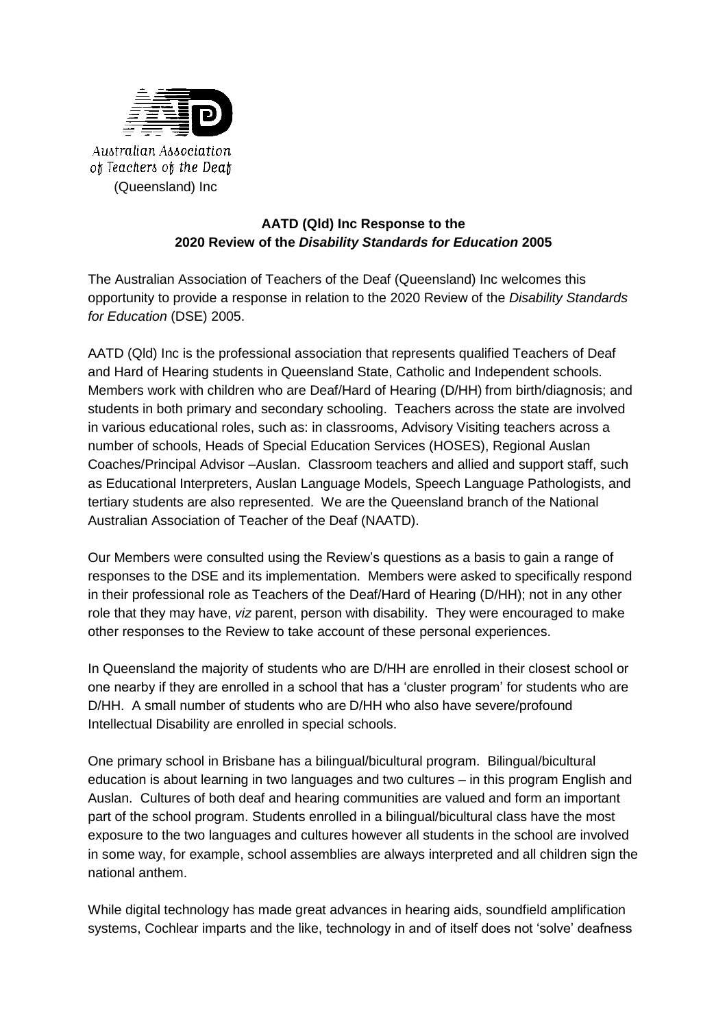Australian Association of Teachers of the Deaf (Queensland) Inc

**AATD (Qld) Inc Response to the 2020 Review of the *Disability Standards for Education* 2005**

The Australian Association of Teachers of the Deaf (Queensland) Inc welcomes this opportunity to provide a response in relation to the 2020 Review of the *Disability Standards for Education* (DSE) 2005.

AATD (Qld) Inc is the professional association that represents qualified Teachers of Deaf and Hard of Hearing students in Queensland State, Catholic and Independent schools. Members work with children who are Deaf/Hard of Hearing (D/HH) from birth/diagnosis; and students in both primary and secondary schooling. Teachers across the state are involved in various educational roles, such as: in classrooms, Advisory Visiting teachers across a number of schools, Heads of Special Education Services (HOSES), Regional Auslan Coaches/Principal Advisor –Auslan. Classroom teachers and allied and support staff, such as Educational Interpreters, Auslan Language Models, Speech Language Pathologists, and tertiary students are also represented. We are the Queensland branch of the National Australian Association of Teacher of the Deaf (NAATD).

Our Members were consulted using the Review's questions as a basis to gain a range of responses to the DSE and its implementation. Members were asked to specifically respond in their professional role as Teachers of the Deaf/Hard of Hearing (D/HH); not in any other role that they may have, *viz* parent, person with disability. They were encouraged to make other responses to the Review to take account of these personal experiences.

In Queensland the majority of students who are D/HH are enrolled in their closest school or one nearby if they are enrolled in a school that has a 'cluster program' for students who are D/HH. A small number of students who are D/HH who also have severe/profound Intellectual Disability are enrolled in special schools.

One primary school in Brisbane has a bilingual/bicultural program. Bilingual/bicultural education is about learning in two languages and two cultures – in this program English and Auslan. Cultures of both deaf and hearing communities are valued and form an important part of the school program. Students enrolled in a bilingual/bicultural class have the most exposure to the two languages and cultures however all students in the school are involved in some way, for example, school assemblies are always interpreted and all children sign the national anthem.

While digital technology has made great advances in hearing aids, soundfield amplification systems, Cochlear imparts and the like, technology in and of itself does not 'solve' deafness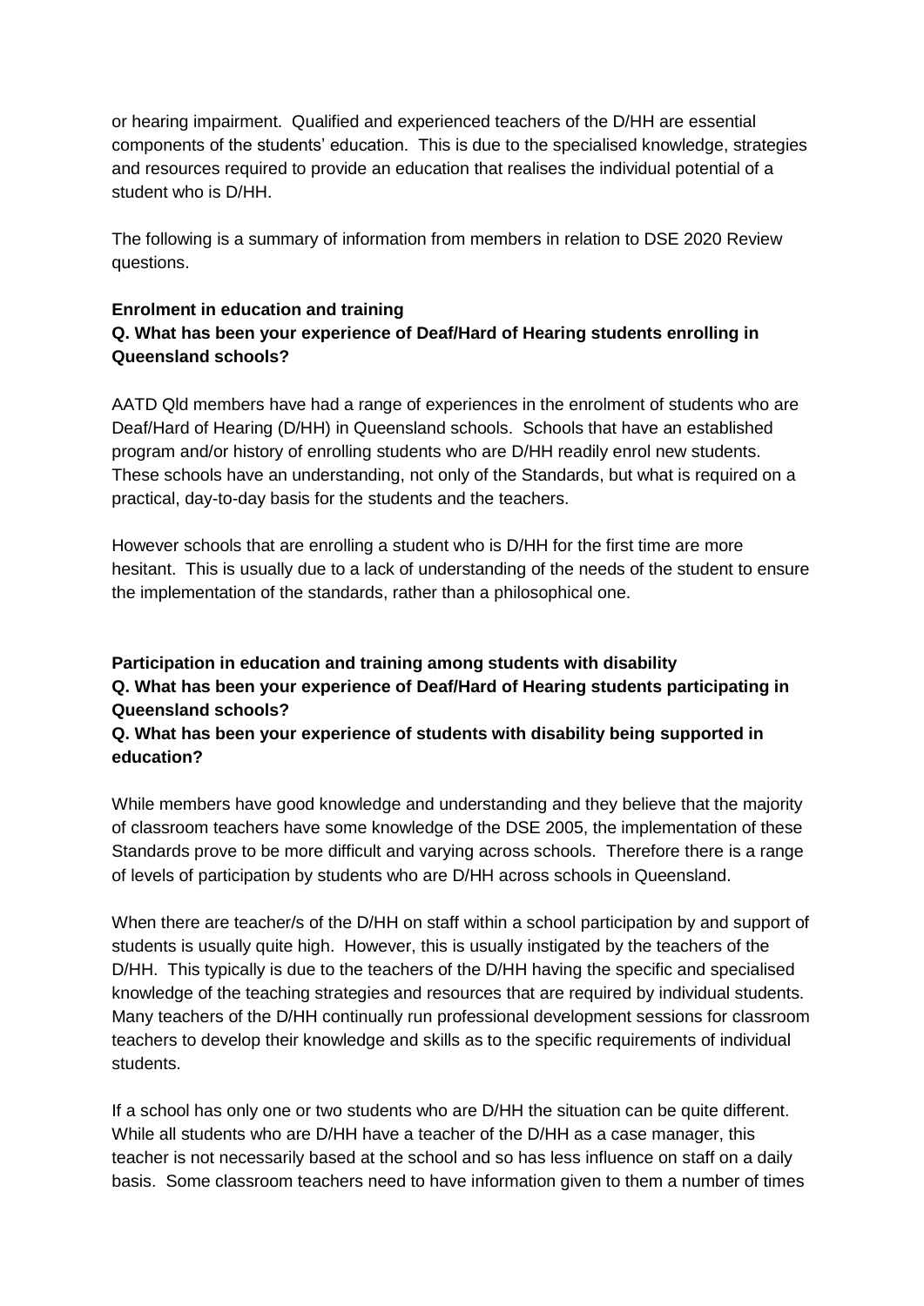or hearing impairment. Qualified and experienced teachers of the D/HH are essential components of the students' education. This is due to the specialised knowledge, strategies and resources required to provide an education that realises the individual potential of a student who is D/HH.

The following is a summary of information from members in relation to DSE 2020 Review questions.

**Enrolment in education and training**
**Q. What has been your experience of Deaf/Hard of Hearing students enrolling in Queensland schools?**

AATD Qld members have had a range of experiences in the enrolment of students who are Deaf/Hard of Hearing (D/HH) in Queensland schools. Schools that have an established program and/or history of enrolling students who are D/HH readily enrol new students. These schools have an understanding, not only of the Standards, but what is required on a practical, day-to-day basis for the students and the teachers.

However schools that are enrolling a student who is D/HH for the first time are more hesitant. This is usually due to a lack of understanding of the needs of the student to ensure the implementation of the standards, rather than a philosophical one.

**Participation in education and training among students with disability**
**Q. What has been your experience of Deaf/Hard of Hearing students participating in Queensland schools?**
**Q. What has been your experience of students with disability being supported in education?**

While members have good knowledge and understanding and they believe that the majority of classroom teachers have some knowledge of the DSE 2005, the implementation of these Standards prove to be more difficult and varying across schools. Therefore there is a range of levels of participation by students who are D/HH across schools in Queensland.

When there are teacher/s of the D/HH on staff within a school participation by and support of students is usually quite high. However, this is usually instigated by the teachers of the D/HH. This typically is due to the teachers of the D/HH having the specific and specialised knowledge of the teaching strategies and resources that are required by individual students. Many teachers of the D/HH continually run professional development sessions for classroom teachers to develop their knowledge and skills as to the specific requirements of individual students.

If a school has only one or two students who are D/HH the situation can be quite different. While all students who are D/HH have a teacher of the D/HH as a case manager, this teacher is not necessarily based at the school and so has less influence on staff on a daily basis. Some classroom teachers need to have information given to them a number of times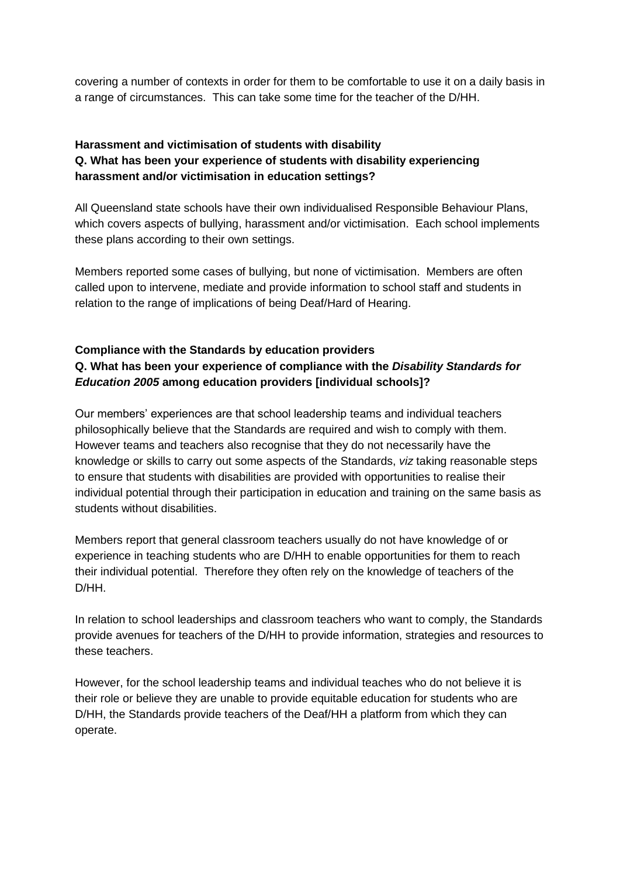covering a number of contexts in order for them to be comfortable to use it on a daily basis in a range of circumstances. This can take some time for the teacher of the D/HH.

**Harassment and victimisation of students with disability**
**Q. What has been your experience of students with disability experiencing harassment and/or victimisation in education settings?**

All Queensland state schools have their own individualised Responsible Behaviour Plans, which covers aspects of bullying, harassment and/or victimisation. Each school implements these plans according to their own settings.

Members reported some cases of bullying, but none of victimisation. Members are often called upon to intervene, mediate and provide information to school staff and students in relation to the range of implications of being Deaf/Hard of Hearing.

**Compliance with the Standards by education providers**
**Q. What has been your experience of compliance with the *Disability Standards for Education 2005* among education providers [individual schools]?**

Our members' experiences are that school leadership teams and individual teachers philosophically believe that the Standards are required and wish to comply with them. However teams and teachers also recognise that they do not necessarily have the knowledge or skills to carry out some aspects of the Standards, *viz* taking reasonable steps to ensure that students with disabilities are provided with opportunities to realise their individual potential through their participation in education and training on the same basis as students without disabilities.

Members report that general classroom teachers usually do not have knowledge of or experience in teaching students who are D/HH to enable opportunities for them to reach their individual potential. Therefore they often rely on the knowledge of teachers of the D/HH.

In relation to school leaderships and classroom teachers who want to comply, the Standards provide avenues for teachers of the D/HH to provide information, strategies and resources to these teachers.

However, for the school leadership teams and individual teaches who do not believe it is their role or believe they are unable to provide equitable education for students who are D/HH, the Standards provide teachers of the Deaf/HH a platform from which they can operate.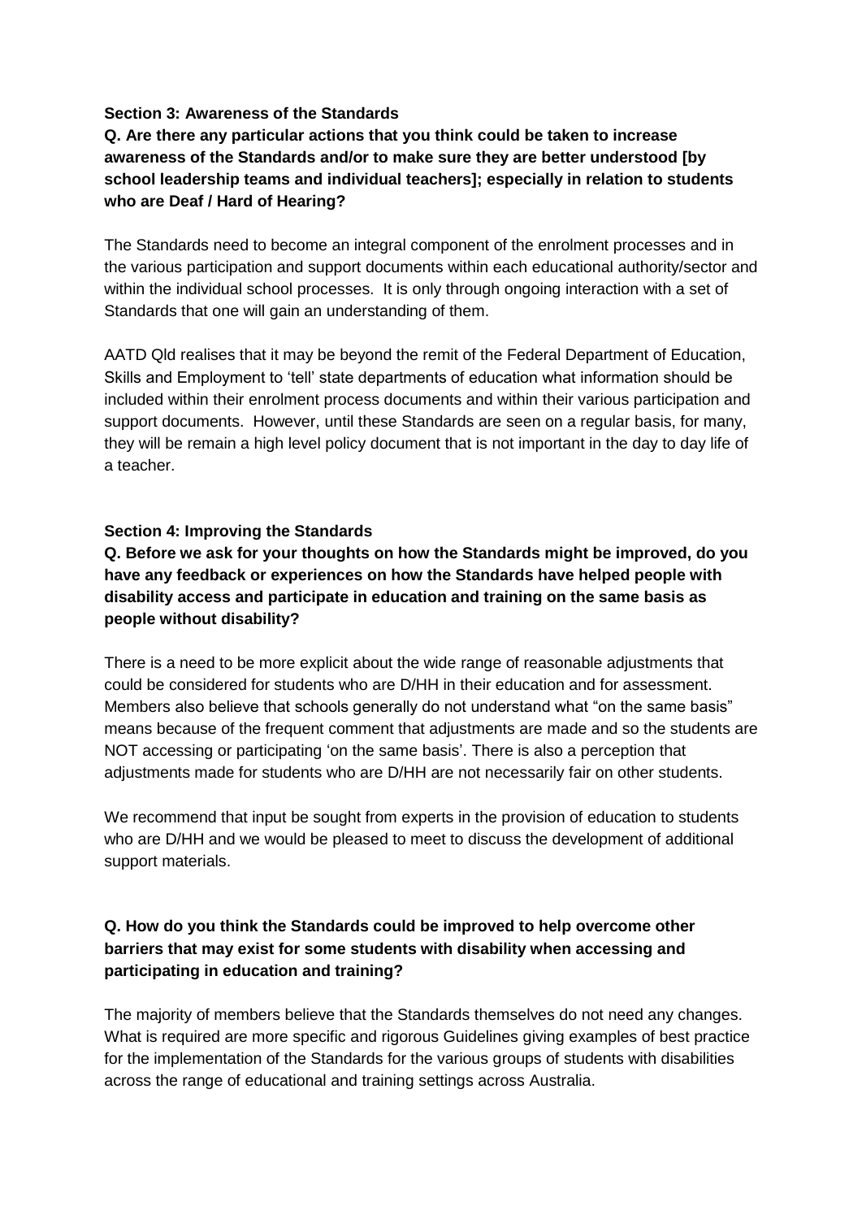**Section 3: Awareness of the Standards**

**Q. Are there any particular actions that you think could be taken to increase awareness of the Standards and/or to make sure they are better understood [by school leadership teams and individual teachers]; especially in relation to students who are Deaf / Hard of Hearing?**

The Standards need to become an integral component of the enrolment processes and in the various participation and support documents within each educational authority/sector and within the individual school processes. It is only through ongoing interaction with a set of Standards that one will gain an understanding of them.

AATD Qld realises that it may be beyond the remit of the Federal Department of Education, Skills and Employment to 'tell' state departments of education what information should be included within their enrolment process documents and within their various participation and support documents. However, until these Standards are seen on a regular basis, for many, they will be remain a high level policy document that is not important in the day to day life of a teacher.

**Section 4: Improving the Standards**

**Q. Before we ask for your thoughts on how the Standards might be improved, do you have any feedback or experiences on how the Standards have helped people with disability access and participate in education and training on the same basis as people without disability?**

There is a need to be more explicit about the wide range of reasonable adjustments that could be considered for students who are D/HH in their education and for assessment. Members also believe that schools generally do not understand what "on the same basis" means because of the frequent comment that adjustments are made and so the students are NOT accessing or participating 'on the same basis'. There is also a perception that adjustments made for students who are D/HH are not necessarily fair on other students.

We recommend that input be sought from experts in the provision of education to students who are D/HH and we would be pleased to meet to discuss the development of additional support materials.

**Q. How do you think the Standards could be improved to help overcome other barriers that may exist for some students with disability when accessing and participating in education and training?**

The majority of members believe that the Standards themselves do not need any changes. What is required are more specific and rigorous Guidelines giving examples of best practice for the implementation of the Standards for the various groups of students with disabilities across the range of educational and training settings across Australia.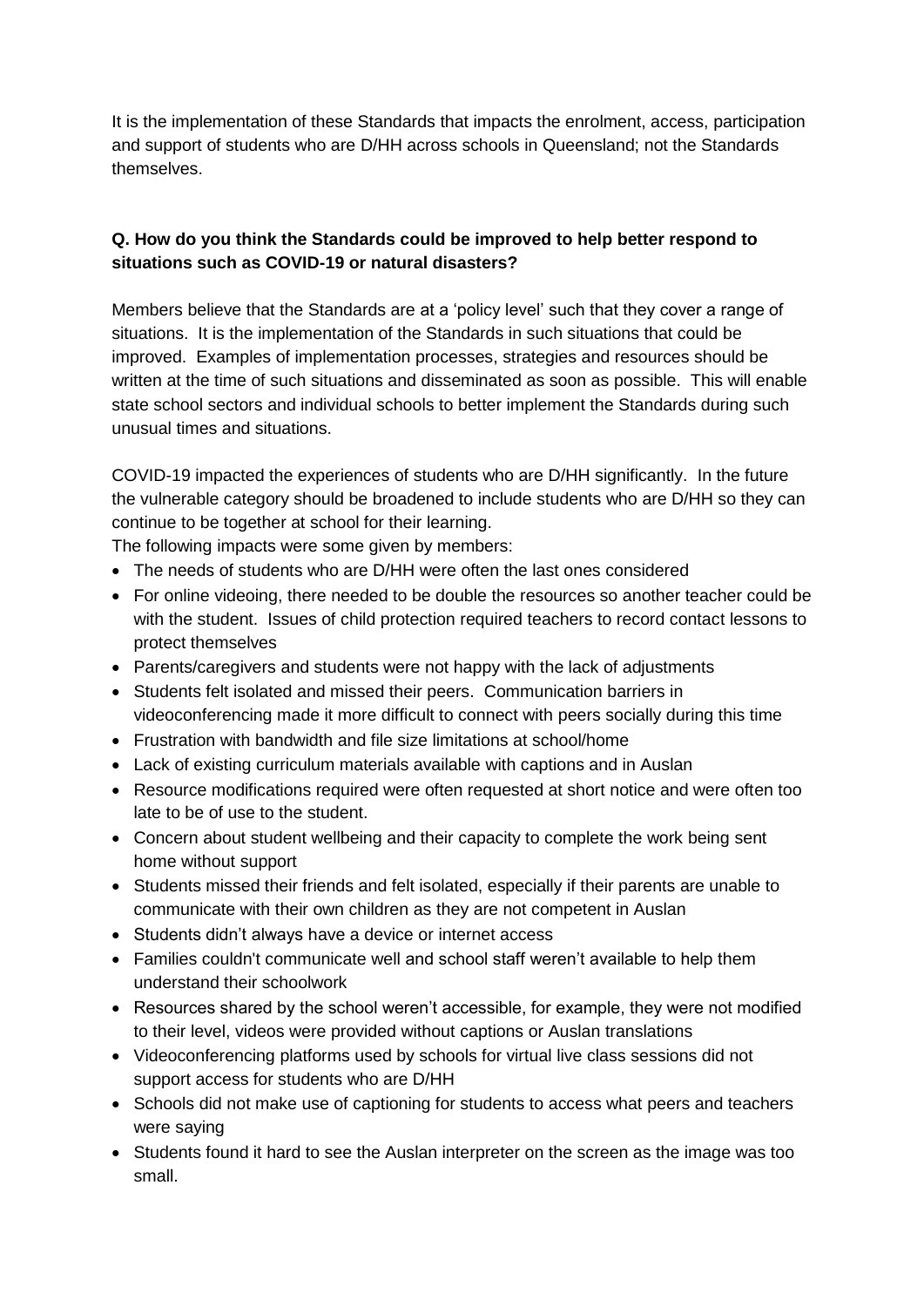It is the implementation of these Standards that impacts the enrolment, access, participation and support of students who are D/HH across schools in Queensland; not the Standards themselves.

**Q. How do you think the Standards could be improved to help better respond to situations such as COVID-19 or natural disasters?**

Members believe that the Standards are at a 'policy level' such that they cover a range of situations. It is the implementation of the Standards in such situations that could be improved. Examples of implementation processes, strategies and resources should be written at the time of such situations and disseminated as soon as possible. This will enable state school sectors and individual schools to better implement the Standards during such unusual times and situations.

COVID-19 impacted the experiences of students who are D/HH significantly. In the future the vulnerable category should be broadened to include students who are D/HH so they can continue to be together at school for their learning.

The following impacts were some given by members:

- The needs of students who are D/HH were often the last ones considered
- For online videoing, there needed to be double the resources so another teacher could be with the student. Issues of child protection required teachers to record contact lessons to protect themselves
- Parents/caregivers and students were not happy with the lack of adjustments
- Students felt isolated and missed their peers. Communication barriers in videoconferencing made it more difficult to connect with peers socially during this time
- Frustration with bandwidth and file size limitations at school/home
- Lack of existing curriculum materials available with captions and in Auslan
- Resource modifications required were often requested at short notice and were often too late to be of use to the student.
- Concern about student wellbeing and their capacity to complete the work being sent home without support
- Students missed their friends and felt isolated, especially if their parents are unable to communicate with their own children as they are not competent in Auslan
- Students didn't always have a device or internet access
- Families couldn't communicate well and school staff weren't available to help them understand their schoolwork
- Resources shared by the school weren't accessible, for example, they were not modified to their level, videos were provided without captions or Auslan translations
- Videoconferencing platforms used by schools for virtual live class sessions did not support access for students who are D/HH
- Schools did not make use of captioning for students to access what peers and teachers were saying
- Students found it hard to see the Auslan interpreter on the screen as the image was too small.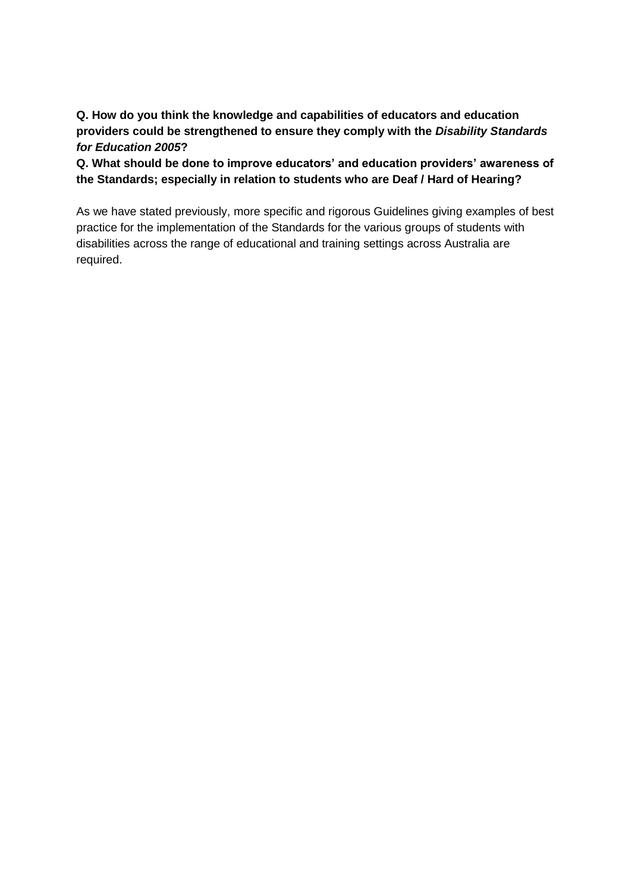**Q. How do you think the knowledge and capabilities of educators and education providers could be strengthened to ensure they comply with the *Disability Standards for Education 2005*?**

**Q. What should be done to improve educators' and education providers' awareness of the Standards; especially in relation to students who are Deaf / Hard of Hearing?**

As we have stated previously, more specific and rigorous Guidelines giving examples of best practice for the implementation of the Standards for the various groups of students with disabilities across the range of educational and training settings across Australia are required.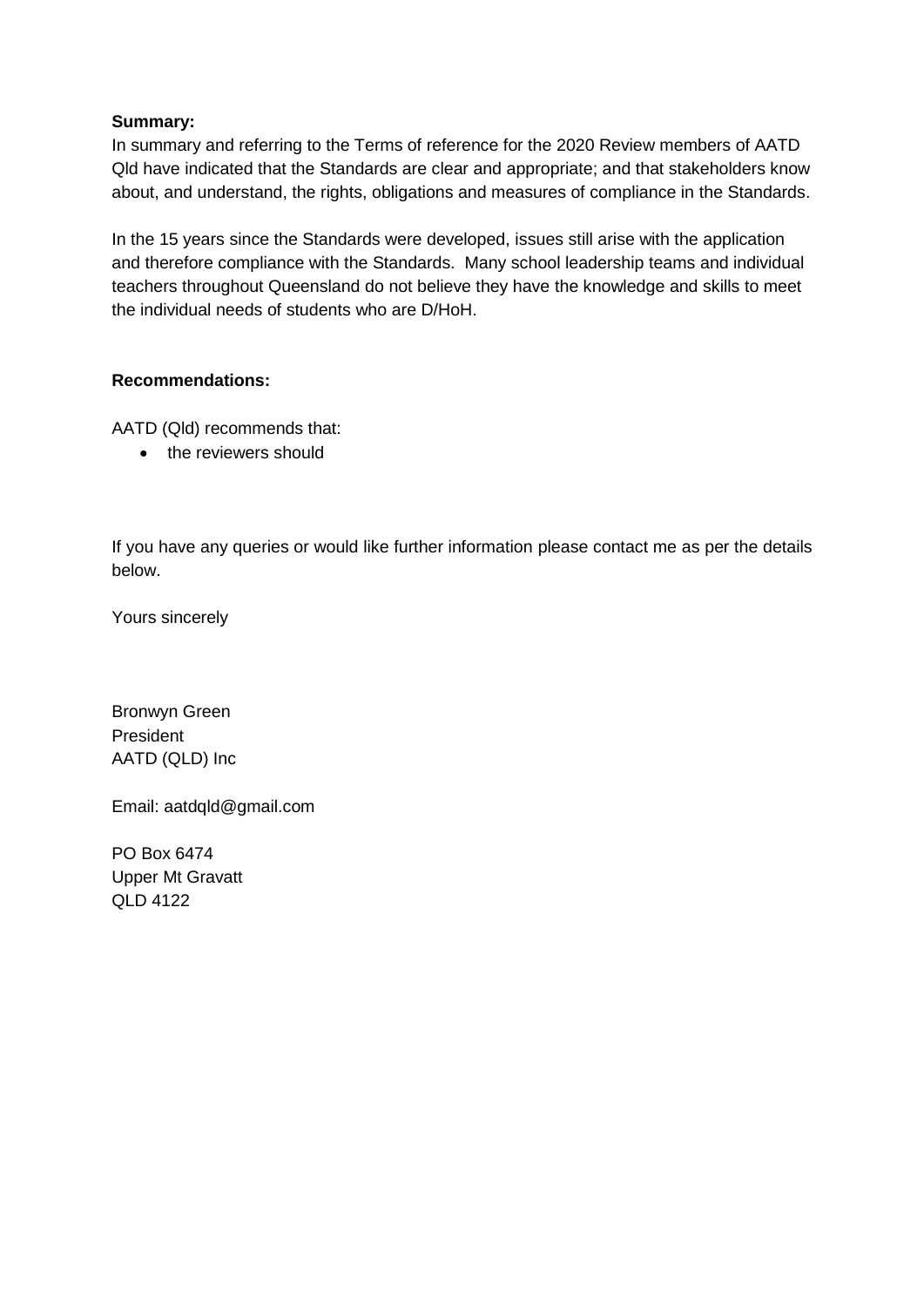**Summary:**

In summary and referring to the Terms of reference for the 2020 Review members of AATD Qld have indicated that the Standards are clear and appropriate; and that stakeholders know about, and understand, the rights, obligations and measures of compliance in the Standards.

In the 15 years since the Standards were developed, issues still arise with the application and therefore compliance with the Standards. Many school leadership teams and individual teachers throughout Queensland do not believe they have the knowledge and skills to meet the individual needs of students who are D/HoH.

**Recommendations:**

AATD (Qld) recommends that:

- the reviewers should

If you have any queries or would like further information please contact me as per the details below.

Yours sincerely

Bronwyn Green
President
AATD (QLD) Inc

Email: aatdqld@gmail.com

PO Box 6474
Upper Mt Gravatt
QLD 4122